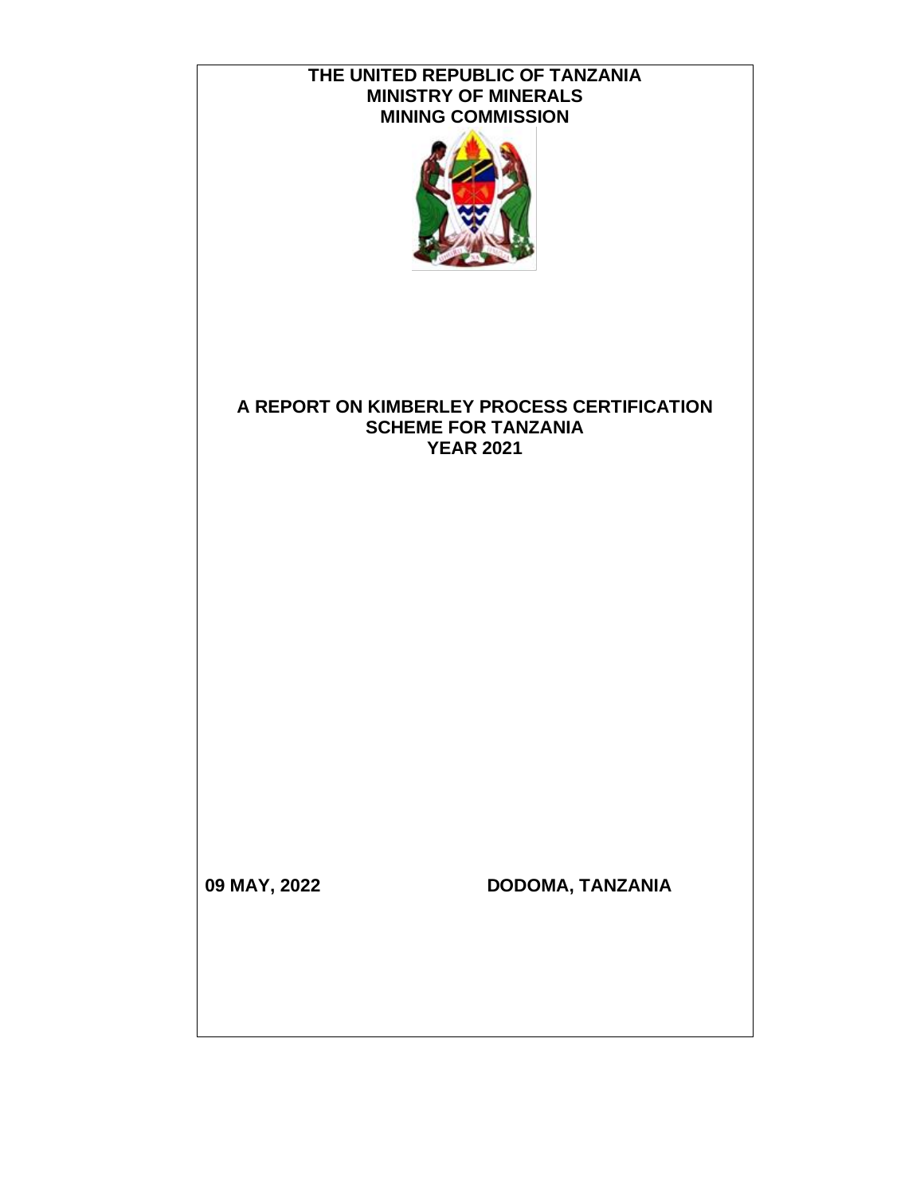# THE UNITED REPUBLIC OF TANZANIA
## MINISTRY OF MINERALS
## MINING COMMISSION

# A REPORT ON KIMBERLEY PROCESS CERTIFICATION SCHEME FOR TANZANIA
## YEAR 2021

**09 MAY, 2022** **DODOMA, TANZANIA**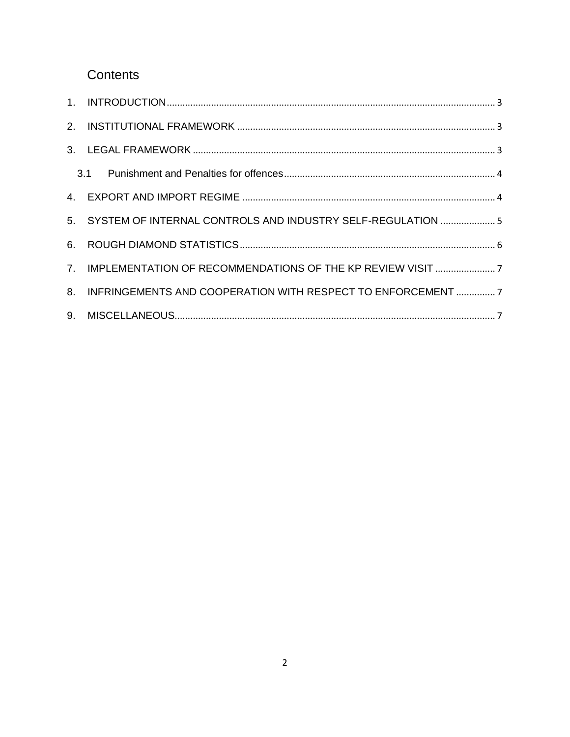# Contents

1. INTRODUCTION ........................................................................ 3
2. INSTITUTIONAL FRAMEWORK ........................................................ 3
3. LEGAL FRAMEWORK ...................................................................... 3
   - 3.1 Punishment and Penalties for offences ......................................... 4
4. EXPORT AND IMPORT REGIME ........................................................ 4
5. SYSTEM OF INTERNAL CONTROLS AND INDUSTRY SELF-REGULATION ..................... 5
6. ROUGH DIAMOND STATISTICS ........................................................ 6
7. IMPLEMENTATION OF RECOMMENDATIONS OF THE KP REVIEW VISIT ....................... 7
8. INFRINGEMENTS AND COOPERATION WITH RESPECT TO ENFORCEMENT ...................... 7
9. MISCELLANEOUS .......................................................................... 7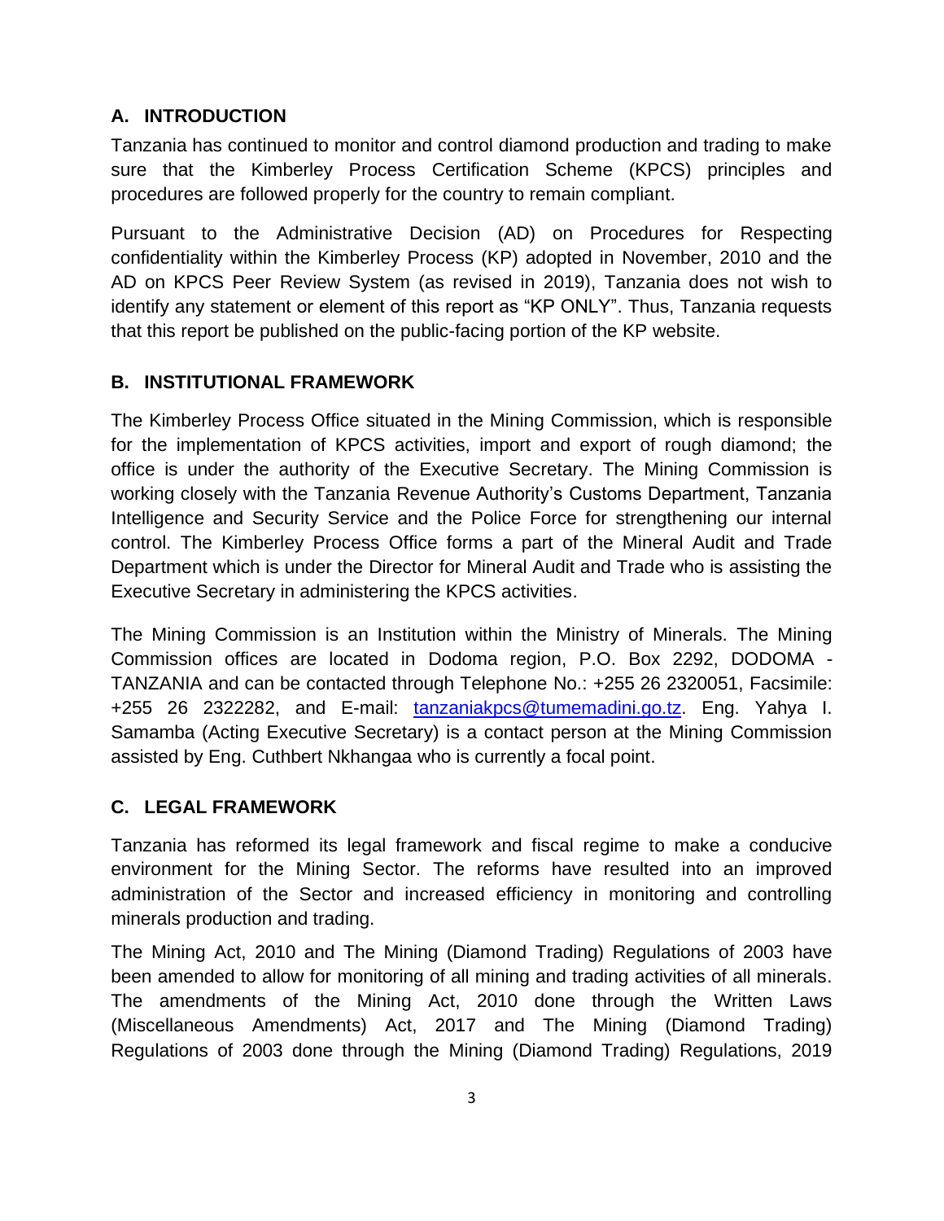## A. INTRODUCTION

Tanzania has continued to monitor and control diamond production and trading to make sure that the Kimberley Process Certification Scheme (KPCS) principles and procedures are followed properly for the country to remain compliant.

Pursuant to the Administrative Decision (AD) on Procedures for Respecting confidentiality within the Kimberley Process (KP) adopted in November, 2010 and the AD on KPCS Peer Review System (as revised in 2019), Tanzania does not wish to identify any statement or element of this report as "KP ONLY". Thus, Tanzania requests that this report be published on the public-facing portion of the KP website.

## B. INSTITUTIONAL FRAMEWORK

The Kimberley Process Office situated in the Mining Commission, which is responsible for the implementation of KPCS activities, import and export of rough diamond; the office is under the authority of the Executive Secretary. The Mining Commission is working closely with the Tanzania Revenue Authority's Customs Department, Tanzania Intelligence and Security Service and the Police Force for strengthening our internal control. The Kimberley Process Office forms a part of the Mineral Audit and Trade Department which is under the Director for Mineral Audit and Trade who is assisting the Executive Secretary in administering the KPCS activities.

The Mining Commission is an Institution within the Ministry of Minerals. The Mining Commission offices are located in Dodoma region, P.O. Box 2292, DODOMA - TANZANIA and can be contacted through Telephone No.: +255 26 2320051, Facsimile: +255 26 2322282, and E-mail: tanzaniakpcs@tumemadini.go.tz. Eng. Yahya I. Samamba (Acting Executive Secretary) is a contact person at the Mining Commission assisted by Eng. Cuthbert Nkhangaa who is currently a focal point.

## C. LEGAL FRAMEWORK

Tanzania has reformed its legal framework and fiscal regime to make a conducive environment for the Mining Sector. The reforms have resulted into an improved administration of the Sector and increased efficiency in monitoring and controlling minerals production and trading.

The Mining Act, 2010 and The Mining (Diamond Trading) Regulations of 2003 have been amended to allow for monitoring of all mining and trading activities of all minerals. The amendments of the Mining Act, 2010 done through the Written Laws (Miscellaneous Amendments) Act, 2017 and The Mining (Diamond Trading) Regulations of 2003 done through the Mining (Diamond Trading) Regulations, 2019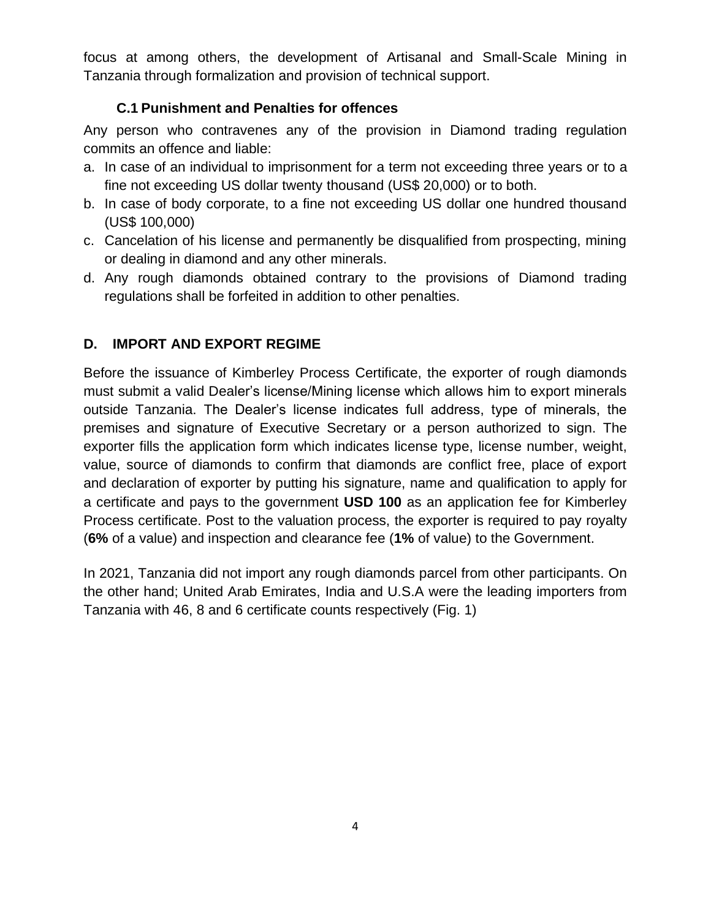focus at among others, the development of Artisanal and Small-Scale Mining in Tanzania through formalization and provision of technical support.

### C.1 Punishment and Penalties for offences

Any person who contravenes any of the provision in Diamond trading regulation commits an offence and liable:

a. In case of an individual to imprisonment for a term not exceeding three years or to a fine not exceeding US dollar twenty thousand (US$ 20,000) or to both.
b. In case of body corporate, to a fine not exceeding US dollar one hundred thousand (US$ 100,000)
c. Cancelation of his license and permanently be disqualified from prospecting, mining or dealing in diamond and any other minerals.
d. Any rough diamonds obtained contrary to the provisions of Diamond trading regulations shall be forfeited in addition to other penalties.

## D. IMPORT AND EXPORT REGIME

Before the issuance of Kimberley Process Certificate, the exporter of rough diamonds must submit a valid Dealer's license/Mining license which allows him to export minerals outside Tanzania. The Dealer's license indicates full address, type of minerals, the premises and signature of Executive Secretary or a person authorized to sign. The exporter fills the application form which indicates license type, license number, weight, value, source of diamonds to confirm that diamonds are conflict free, place of export and declaration of exporter by putting his signature, name and qualification to apply for a certificate and pays to the government **USD 100** as an application fee for Kimberley Process certificate. Post to the valuation process, the exporter is required to pay royalty (**6%** of a value) and inspection and clearance fee (**1%** of value) to the Government.

In 2021, Tanzania did not import any rough diamonds parcel from other participants. On the other hand; United Arab Emirates, India and U.S.A were the leading importers from Tanzania with 46, 8 and 6 certificate counts respectively (Fig. 1)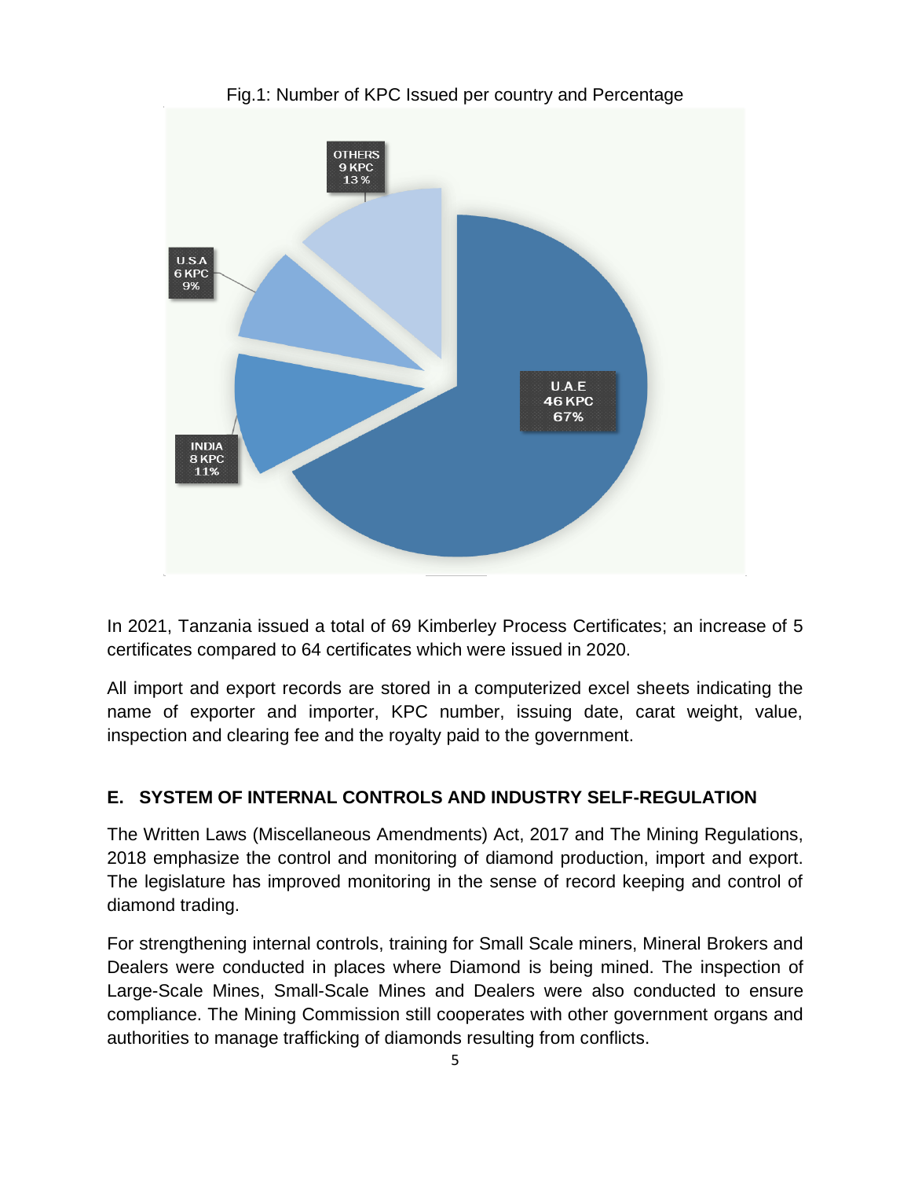Fig.1: Number of KPC Issued per country and Percentage

In 2021, Tanzania issued a total of 69 Kimberley Process Certificates; an increase of 5 certificates compared to 64 certificates which were issued in 2020.

All import and export records are stored in a computerized excel sheets indicating the name of exporter and importer, KPC number, issuing date, carat weight, value, inspection and clearing fee and the royalty paid to the government.

## E. SYSTEM OF INTERNAL CONTROLS AND INDUSTRY SELF-REGULATION

The Written Laws (Miscellaneous Amendments) Act, 2017 and The Mining Regulations, 2018 emphasize the control and monitoring of diamond production, import and export. The legislature has improved monitoring in the sense of record keeping and control of diamond trading.

For strengthening internal controls, training for Small Scale miners, Mineral Brokers and Dealers were conducted in places where Diamond is being mined. The inspection of Large-Scale Mines, Small-Scale Mines and Dealers were also conducted to ensure compliance. The Mining Commission still cooperates with other government organs and authorities to manage trafficking of diamonds resulting from conflicts.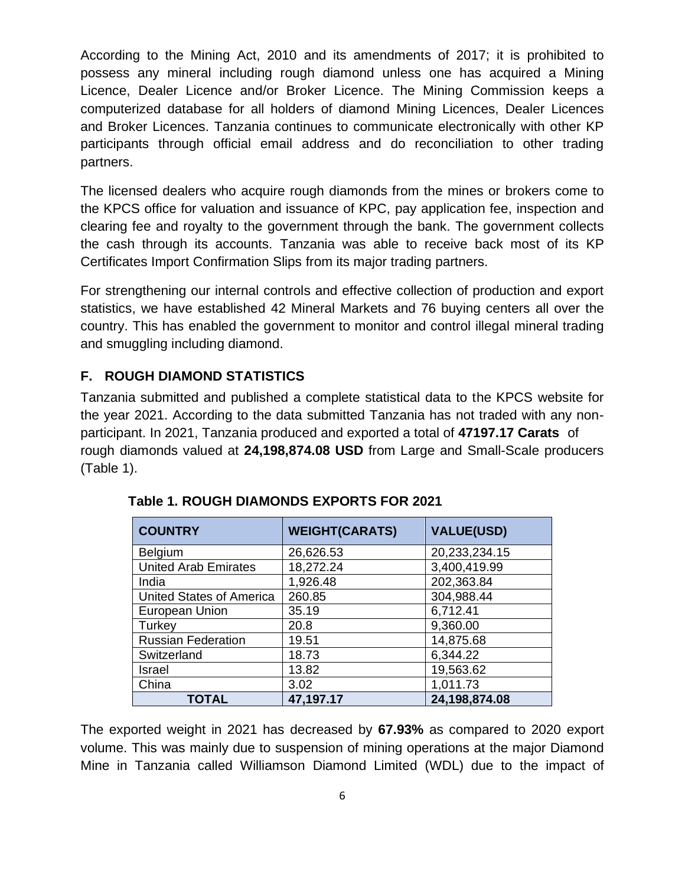According to the Mining Act, 2010 and its amendments of 2017; it is prohibited to possess any mineral including rough diamond unless one has acquired a Mining Licence, Dealer Licence and/or Broker Licence. The Mining Commission keeps a computerized database for all holders of diamond Mining Licences, Dealer Licences and Broker Licences. Tanzania continues to communicate electronically with other KP participants through official email address and do reconciliation to other trading partners.

The licensed dealers who acquire rough diamonds from the mines or brokers come to the KPCS office for valuation and issuance of KPC, pay application fee, inspection and clearing fee and royalty to the government through the bank. The government collects the cash through its accounts. Tanzania was able to receive back most of its KP Certificates Import Confirmation Slips from its major trading partners.

For strengthening our internal controls and effective collection of production and export statistics, we have established 42 Mineral Markets and 76 buying centers all over the country. This has enabled the government to monitor and control illegal mineral trading and smuggling including diamond.

## F. ROUGH DIAMOND STATISTICS

Tanzania submitted and published a complete statistical data to the KPCS website for the year 2021. According to the data submitted Tanzania has not traded with any non-participant. In 2021, Tanzania produced and exported a total of **47197.17 Carats** of rough diamonds valued at **24,198,874.08 USD** from Large and Small-Scale producers (Table 1).

**Table 1. ROUGH DIAMONDS EXPORTS FOR 2021**

| COUNTRY | WEIGHT(CARATS) | VALUE(USD) |
|---|---|---|
| Belgium | 26,626.53 | 20,233,234.15 |
| United Arab Emirates | 18,272.24 | 3,400,419.99 |
| India | 1,926.48 | 202,363.84 |
| United States of America | 260.85 | 304,988.44 |
| European Union | 35.19 | 6,712.41 |
| Turkey | 20.8 | 9,360.00 |
| Russian Federation | 19.51 | 14,875.68 |
| Switzerland | 18.73 | 6,344.22 |
| Israel | 13.82 | 19,563.62 |
| China | 3.02 | 1,011.73 |
| **TOTAL** | **47,197.17** | **24,198,874.08** |

The exported weight in 2021 has decreased by **67.93%** as compared to 2020 export volume. This was mainly due to suspension of mining operations at the major Diamond Mine in Tanzania called Williamson Diamond Limited (WDL) due to the impact of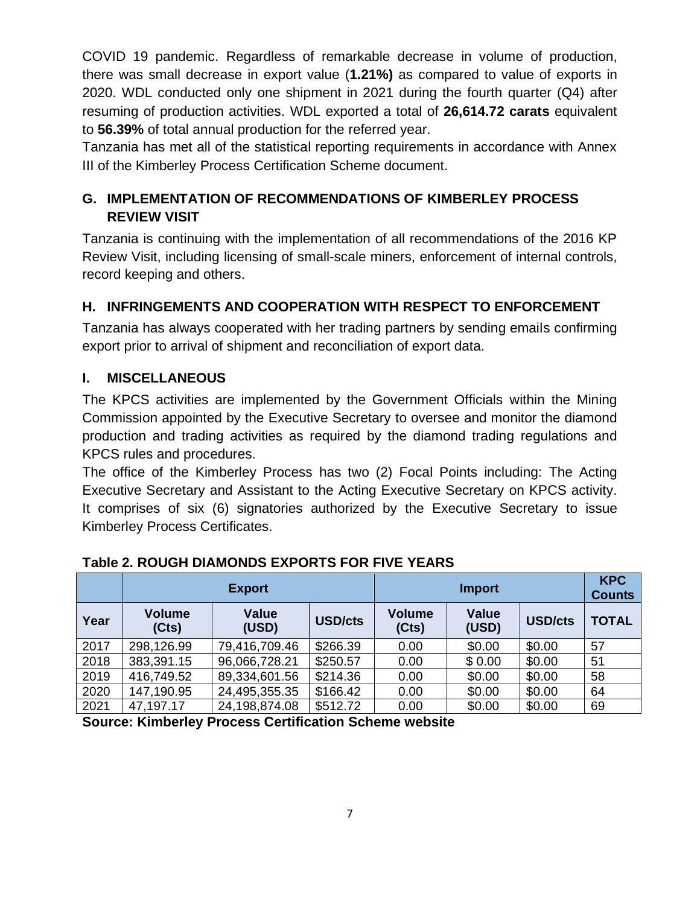COVID 19 pandemic. Regardless of remarkable decrease in volume of production, there was small decrease in export value (**1.21%)** as compared to value of exports in 2020. WDL conducted only one shipment in 2021 during the fourth quarter (Q4) after resuming of production activities. WDL exported a total of **26,614.72 carats** equivalent to **56.39%** of total annual production for the referred year.

Tanzania has met all of the statistical reporting requirements in accordance with Annex III of the Kimberley Process Certification Scheme document.

## G. IMPLEMENTATION OF RECOMMENDATIONS OF KIMBERLEY PROCESS REVIEW VISIT

Tanzania is continuing with the implementation of all recommendations of the 2016 KP Review Visit, including licensing of small-scale miners, enforcement of internal controls, record keeping and others.

## H. INFRINGEMENTS AND COOPERATION WITH RESPECT TO ENFORCEMENT

Tanzania has always cooperated with her trading partners by sending emails confirming export prior to arrival of shipment and reconciliation of export data.

## I. MISCELLANEOUS

The KPCS activities are implemented by the Government Officials within the Mining Commission appointed by the Executive Secretary to oversee and monitor the diamond production and trading activities as required by the diamond trading regulations and KPCS rules and procedures.

The office of the Kimberley Process has two (2) Focal Points including: The Acting Executive Secretary and Assistant to the Acting Executive Secretary on KPCS activity. It comprises of six (6) signatories authorized by the Executive Secretary to issue Kimberley Process Certificates.

**Table 2. ROUGH DIAMONDS EXPORTS FOR FIVE YEARS**

| | Export | | | Import | | | KPC Counts |
|---|---|---|---|---|---|---|---|
| **Year** | **Volume (Cts)** | **Value (USD)** | **USD/cts** | **Volume (Cts)** | **Value (USD)** | **USD/cts** | **TOTAL** |
| 2017 | 298,126.99 | 79,416,709.46 | $266.39 | 0.00 | $0.00 | $0.00 | 57 |
| 2018 | 383,391.15 | 96,066,728.21 | $250.57 | 0.00 | $ 0.00 | $0.00 | 51 |
| 2019 | 416,749.52 | 89,334,601.56 | $214.36 | 0.00 | $0.00 | $0.00 | 58 |
| 2020 | 147,190.95 | 24,495,355.35 | $166.42 | 0.00 | $0.00 | $0.00 | 64 |
| 2021 | 47,197.17 | 24,198,874.08 | $512.72 | 0.00 | $0.00 | $0.00 | 69 |

**Source: Kimberley Process Certification Scheme website**